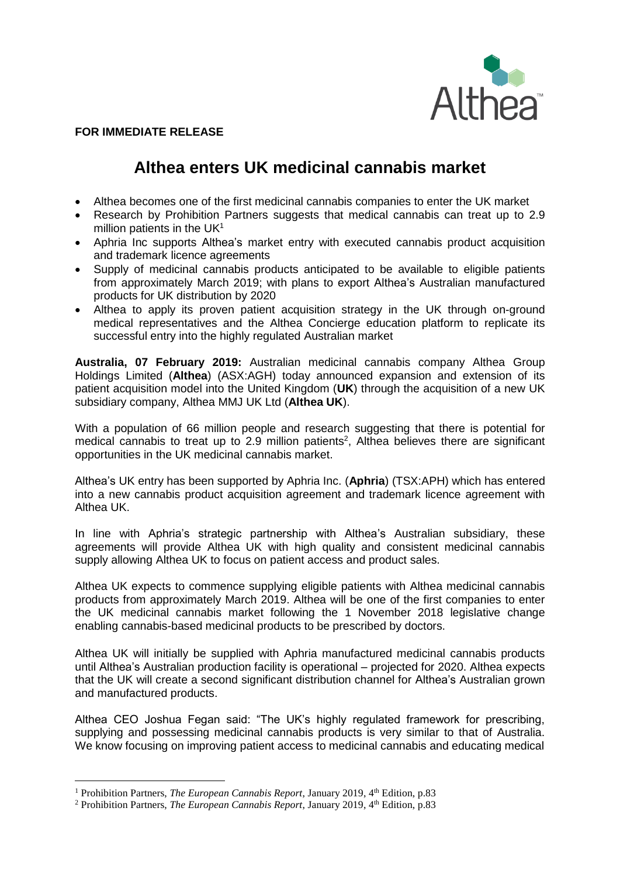**FOR IMMEDIATE RELEASE**

# Althea enters UK medicinal cannabis market

- Althea becomes one of the first medicinal cannabis companies to enter the UK market
- Research by Prohibition Partners suggests that medical cannabis can treat up to 2.9 million patients in the UK[1]
- Aphria Inc supports Althea's market entry with executed cannabis product acquisition and trademark licence agreements
- Supply of medicinal cannabis products anticipated to be available to eligible patients from approximately March 2019; with plans to export Althea's Australian manufactured products for UK distribution by 2020
- Althea to apply its proven patient acquisition strategy in the UK through on-ground medical representatives and the Althea Concierge education platform to replicate its successful entry into the highly regulated Australian market

**Australia, 07 February 2019:** Australian medicinal cannabis company Althea Group Holdings Limited (**Althea**) (ASX:AGH) today announced expansion and extension of its patient acquisition model into the United Kingdom (**UK**) through the acquisition of a new UK subsidiary company, Althea MMJ UK Ltd (**Althea UK**).

With a population of 66 million people and research suggesting that there is potential for medical cannabis to treat up to 2.9 million patients[2], Althea believes there are significant opportunities in the UK medicinal cannabis market.

Althea's UK entry has been supported by Aphria Inc. (**Aphria**) (TSX:APH) which has entered into a new cannabis product acquisition agreement and trademark licence agreement with Althea UK.

In line with Aphria's strategic partnership with Althea's Australian subsidiary, these agreements will provide Althea UK with high quality and consistent medicinal cannabis supply allowing Althea UK to focus on patient access and product sales.

Althea UK expects to commence supplying eligible patients with Althea medicinal cannabis products from approximately March 2019. Althea will be one of the first companies to enter the UK medicinal cannabis market following the 1 November 2018 legislative change enabling cannabis-based medicinal products to be prescribed by doctors.

Althea UK will initially be supplied with Aphria manufactured medicinal cannabis products until Althea's Australian production facility is operational – projected for 2020. Althea expects that the UK will create a second significant distribution channel for Althea's Australian grown and manufactured products.

Althea CEO Joshua Fegan said: "The UK's highly regulated framework for prescribing, supplying and possessing medicinal cannabis products is very similar to that of Australia. We know focusing on improving patient access to medicinal cannabis and educating medical

---

[1] Prohibition Partners, *The European Cannabis Report*, January 2019, 4th Edition, p.83

[2] Prohibition Partners, *The European Cannabis Report*, January 2019, 4th Edition, p.83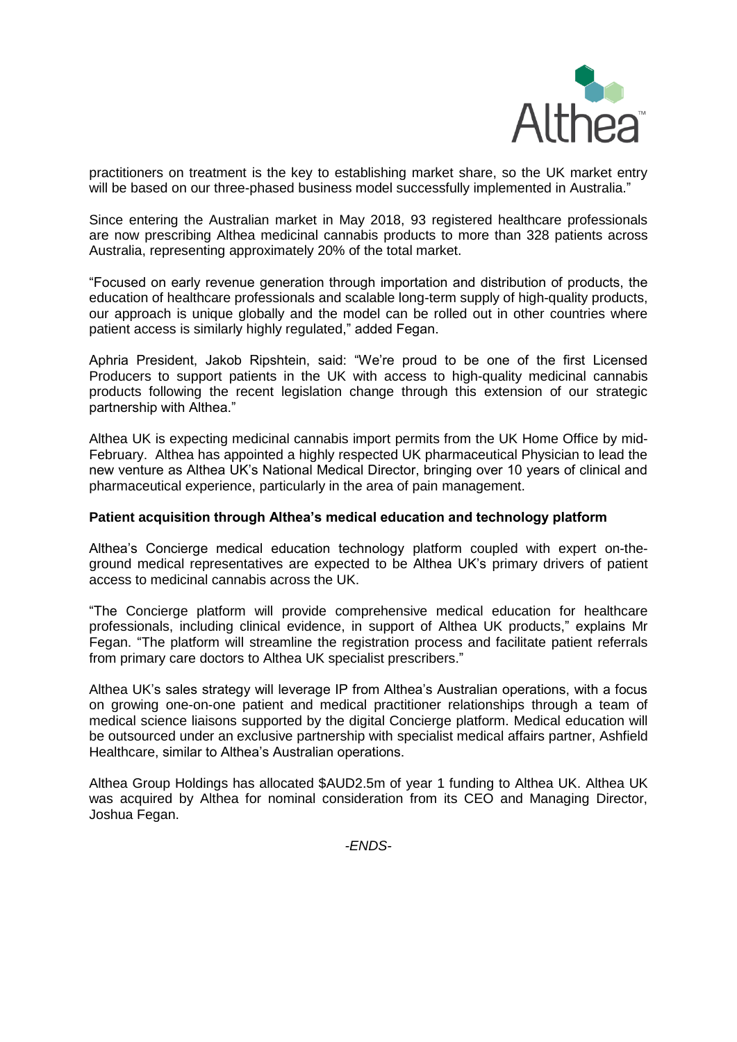practitioners on treatment is the key to establishing market share, so the UK market entry will be based on our three-phased business model successfully implemented in Australia."

Since entering the Australian market in May 2018, 93 registered healthcare professionals are now prescribing Althea medicinal cannabis products to more than 328 patients across Australia, representing approximately 20% of the total market.

"Focused on early revenue generation through importation and distribution of products, the education of healthcare professionals and scalable long-term supply of high-quality products, our approach is unique globally and the model can be rolled out in other countries where patient access is similarly highly regulated," added Fegan.

Aphria President, Jakob Ripshtein, said: "We're proud to be one of the first Licensed Producers to support patients in the UK with access to high-quality medicinal cannabis products following the recent legislation change through this extension of our strategic partnership with Althea."

Althea UK is expecting medicinal cannabis import permits from the UK Home Office by mid-February. Althea has appointed a highly respected UK pharmaceutical Physician to lead the new venture as Althea UK's National Medical Director, bringing over 10 years of clinical and pharmaceutical experience, particularly in the area of pain management.

**Patient acquisition through Althea's medical education and technology platform**

Althea's Concierge medical education technology platform coupled with expert on-the-ground medical representatives are expected to be Althea UK's primary drivers of patient access to medicinal cannabis across the UK.

"The Concierge platform will provide comprehensive medical education for healthcare professionals, including clinical evidence, in support of Althea UK products," explains Mr Fegan. "The platform will streamline the registration process and facilitate patient referrals from primary care doctors to Althea UK specialist prescribers."

Althea UK's sales strategy will leverage IP from Althea's Australian operations, with a focus on growing one-on-one patient and medical practitioner relationships through a team of medical science liaisons supported by the digital Concierge platform. Medical education will be outsourced under an exclusive partnership with specialist medical affairs partner, Ashfield Healthcare, similar to Althea's Australian operations.

Althea Group Holdings has allocated $AUD2.5m of year 1 funding to Althea UK. Althea UK was acquired by Althea for nominal consideration from its CEO and Managing Director, Joshua Fegan.

*-ENDS-*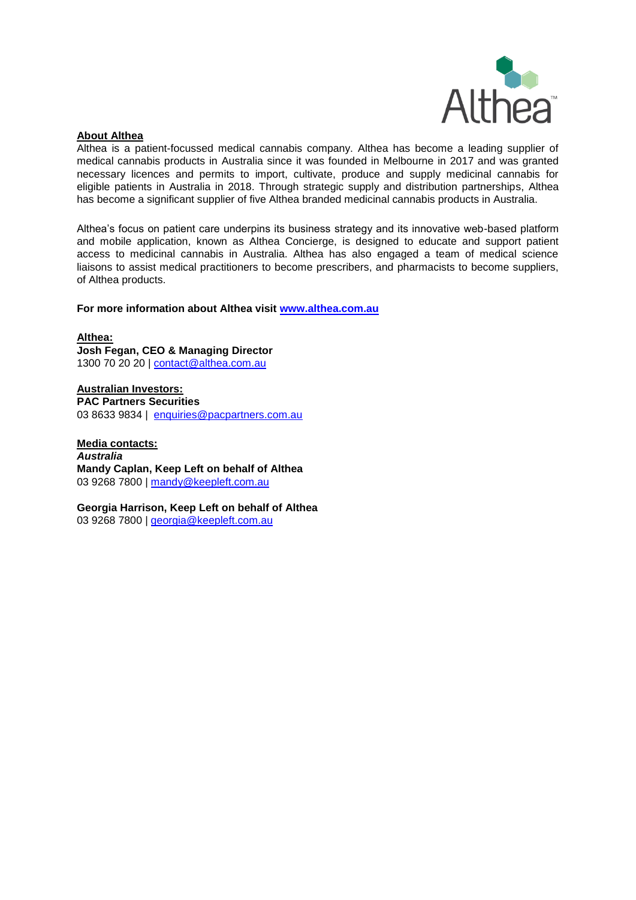**About Althea**

Althea is a patient-focussed medical cannabis company. Althea has become a leading supplier of medical cannabis products in Australia since it was founded in Melbourne in 2017 and was granted necessary licences and permits to import, cultivate, produce and supply medicinal cannabis for eligible patients in Australia in 2018. Through strategic supply and distribution partnerships, Althea has become a significant supplier of five Althea branded medicinal cannabis products in Australia.

Althea's focus on patient care underpins its business strategy and its innovative web-based platform and mobile application, known as Althea Concierge, is designed to educate and support patient access to medicinal cannabis in Australia. Althea has also engaged a team of medical science liaisons to assist medical practitioners to become prescribers, and pharmacists to become suppliers, of Althea products.

**For more information about Althea visit [www.althea.com.au](http://www.althea.com.au)**

**Althea:**
**Josh Fegan, CEO & Managing Director**
1300 70 20 20 | contact@althea.com.au

**Australian Investors:**
**PAC Partners Securities**
03 8633 9834 | enquiries@pacpartners.com.au

**Media contacts:**
***Australia***
**Mandy Caplan, Keep Left on behalf of Althea**
03 9268 7800 | mandy@keepleft.com.au

**Georgia Harrison, Keep Left on behalf of Althea**
03 9268 7800 | georgia@keepleft.com.au